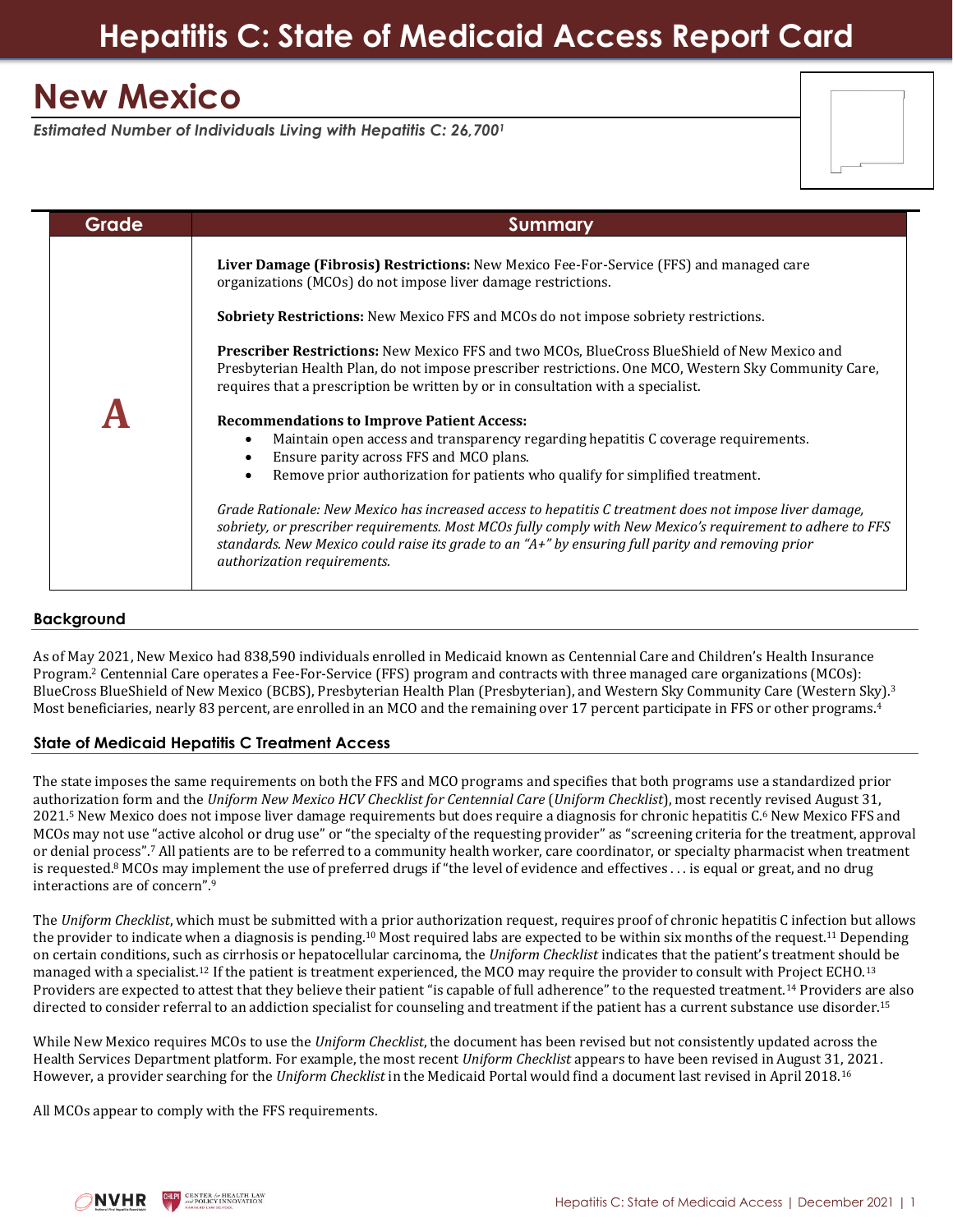# Hepatitis C: State of Medicaid Access Report Card

# New Mexico

***Estimated Number of Individuals Living with Hepatitis C: 26,700[1]***

| Grade | Summary |
| --- | --- |
| **A** | **Liver Damage (Fibrosis) Restrictions:** New Mexico Fee-For-Service (FFS) and managed care organizations (MCOs) do not impose liver damage restrictions.<br><br>**Sobriety Restrictions:** New Mexico FFS and MCOs do not impose sobriety restrictions.<br><br>**Prescriber Restrictions:** New Mexico FFS and two MCOs, BlueCross BlueShield of New Mexico and Presbyterian Health Plan, do not impose prescriber restrictions. One MCO, Western Sky Community Care, requires that a prescription be written by or in consultation with a specialist.<br><br>**Recommendations to Improve Patient Access:**<br>• Maintain open access and transparency regarding hepatitis C coverage requirements.<br>• Ensure parity across FFS and MCO plans.<br>• Remove prior authorization for patients who qualify for simplified treatment.<br><br>*Grade Rationale: New Mexico has increased access to hepatitis C treatment does not impose liver damage, sobriety, or prescriber requirements. Most MCOs fully comply with New Mexico's requirement to adhere to FFS standards. New Mexico could raise its grade to an "A+" by ensuring full parity and removing prior authorization requirements.* |

## Background

As of May 2021, New Mexico had 838,590 individuals enrolled in Medicaid known as Centennial Care and Children's Health Insurance Program.[2] Centennial Care operates a Fee-For-Service (FFS) program and contracts with three managed care organizations (MCOs): BlueCross BlueShield of New Mexico (BCBS), Presbyterian Health Plan (Presbyterian), and Western Sky Community Care (Western Sky).[3] Most beneficiaries, nearly 83 percent, are enrolled in an MCO and the remaining over 17 percent participate in FFS or other programs.[4]

## State of Medicaid Hepatitis C Treatment Access

The state imposes the same requirements on both the FFS and MCO programs and specifies that both programs use a standardized prior authorization form and the *Uniform New Mexico HCV Checklist for Centennial Care* (*Uniform Checklist*), most recently revised August 31, 2021.[5] New Mexico does not impose liver damage requirements but does require a diagnosis for chronic hepatitis C.[6] New Mexico FFS and MCOs may not use "active alcohol or drug use" or "the specialty of the requesting provider" as "screening criteria for the treatment, approval or denial process".[7] All patients are to be referred to a community health worker, care coordinator, or specialty pharmacist when treatment is requested.[8] MCOs may implement the use of preferred drugs if "the level of evidence and effectives . . . is equal or great, and no drug interactions are of concern".[9]

The *Uniform Checklist*, which must be submitted with a prior authorization request, requires proof of chronic hepatitis C infection but allows the provider to indicate when a diagnosis is pending.[10] Most required labs are expected to be within six months of the request.[11] Depending on certain conditions, such as cirrhosis or hepatocellular carcinoma, the *Uniform Checklist* indicates that the patient's treatment should be managed with a specialist.[12] If the patient is treatment experienced, the MCO may require the provider to consult with Project ECHO.[13] Providers are expected to attest that they believe their patient "is capable of full adherence" to the requested treatment.[14] Providers are also directed to consider referral to an addiction specialist for counseling and treatment if the patient has a current substance use disorder.[15]

While New Mexico requires MCOs to use the *Uniform Checklist*, the document has been revised but not consistently updated across the Health Services Department platform. For example, the most recent *Uniform Checklist* appears to have been revised in August 31, 2021. However, a provider searching for the *Uniform Checklist* in the Medicaid Portal would find a document last revised in April 2018.[16]

All MCOs appear to comply with the FFS requirements.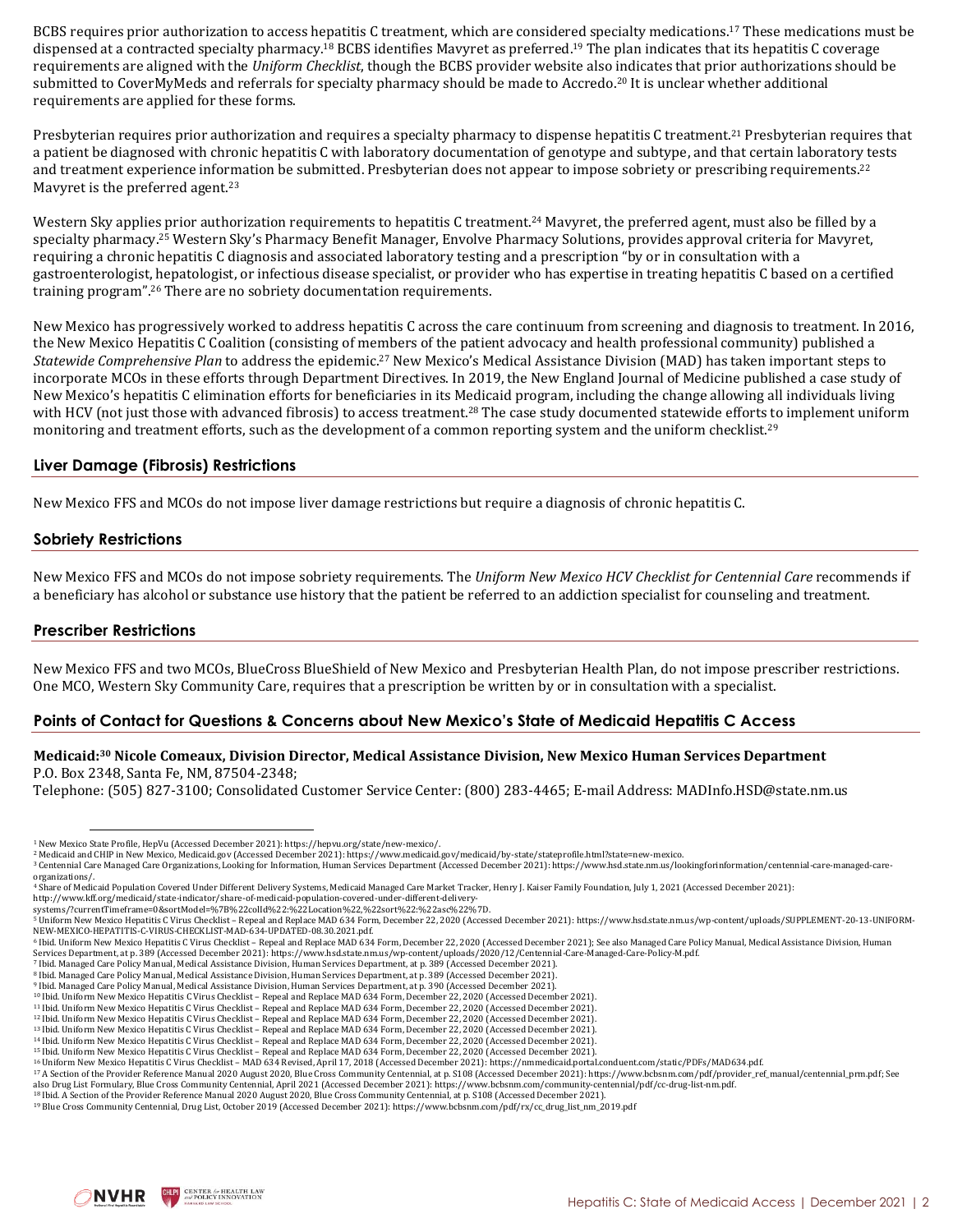BCBS requires prior authorization to access hepatitis C treatment, which are considered specialty medications.[17] These medications must be dispensed at a contracted specialty pharmacy.[18] BCBS identifies Mavyret as preferred.[19] The plan indicates that its hepatitis C coverage requirements are aligned with the *Uniform Checklist*, though the BCBS provider website also indicates that prior authorizations should be submitted to CoverMyMeds and referrals for specialty pharmacy should be made to Accredo.[20] It is unclear whether additional requirements are applied for these forms.

Presbyterian requires prior authorization and requires a specialty pharmacy to dispense hepatitis C treatment.[21] Presbyterian requires that a patient be diagnosed with chronic hepatitis C with laboratory documentation of genotype and subtype, and that certain laboratory tests and treatment experience information be submitted. Presbyterian does not appear to impose sobriety or prescribing requirements.[22] Mavyret is the preferred agent.[23]

Western Sky applies prior authorization requirements to hepatitis C treatment.[24] Mavyret, the preferred agent, must also be filled by a specialty pharmacy.[25] Western Sky's Pharmacy Benefit Manager, Envolve Pharmacy Solutions, provides approval criteria for Mavyret, requiring a chronic hepatitis C diagnosis and associated laboratory testing and a prescription "by or in consultation with a gastroenterologist, hepatologist, or infectious disease specialist, or provider who has expertise in treating hepatitis C based on a certified training program".[26] There are no sobriety documentation requirements.

New Mexico has progressively worked to address hepatitis C across the care continuum from screening and diagnosis to treatment. In 2016, the New Mexico Hepatitis C Coalition (consisting of members of the patient advocacy and health professional community) published a *Statewide Comprehensive Plan* to address the epidemic.[27] New Mexico's Medical Assistance Division (MAD) has taken important steps to incorporate MCOs in these efforts through Department Directives. In 2019, the New England Journal of Medicine published a case study of New Mexico's hepatitis C elimination efforts for beneficiaries in its Medicaid program, including the change allowing all individuals living with HCV (not just those with advanced fibrosis) to access treatment.[28] The case study documented statewide efforts to implement uniform monitoring and treatment efforts, such as the development of a common reporting system and the uniform checklist.[29]

## Liver Damage (Fibrosis) Restrictions

New Mexico FFS and MCOs do not impose liver damage restrictions but require a diagnosis of chronic hepatitis C.

## Sobriety Restrictions

New Mexico FFS and MCOs do not impose sobriety requirements. The *Uniform New Mexico HCV Checklist for Centennial Care* recommends if a beneficiary has alcohol or substance use history that the patient be referred to an addiction specialist for counseling and treatment.

## Prescriber Restrictions

New Mexico FFS and two MCOs, BlueCross BlueShield of New Mexico and Presbyterian Health Plan, do not impose prescriber restrictions. One MCO, Western Sky Community Care, requires that a prescription be written by or in consultation with a specialist.

## Points of Contact for Questions & Concerns about New Mexico's State of Medicaid Hepatitis C Access

**Medicaid:[30] Nicole Comeaux, Division Director, Medical Assistance Division, New Mexico Human Services Department**
P.O. Box 2348, Santa Fe, NM, 87504-2348;
Telephone: (505) 827-3100; Consolidated Customer Service Center: (800) 283-4465; E-mail Address: MADInfo.HSD@state.nm.us

---

[1] New Mexico State Profile, HepVu (Accessed December 2021): https://hepvu.org/state/new-mexico/.
[2] Medicaid and CHIP in New Mexico, Medicaid.gov (Accessed December 2021): https://www.medicaid.gov/medicaid/by-state/stateprofile.html?state=new-mexico.
[3] Centennial Care Managed Care Organizations, Looking for Information, Human Services Department (Accessed December 2021): https://www.hsd.state.nm.us/lookingforinformation/centennial-care-managed-care-organizations/.
[4] Share of Medicaid Population Covered Under Different Delivery Systems, Medicaid Managed Care Market Tracker, Henry J. Kaiser Family Foundation, July 1, 2021 (Accessed December 2021): http://www.kff.org/medicaid/state-indicator/share-of-medicaid-population-covered-under-different-delivery-systems/?currentTimeframe=0&sortModel=%7B%22colId%22:%22Location%22,%22sort%22:%22asc%22%7D.
[5] Uniform New Mexico Hepatitis C Virus Checklist – Repeal and Replace MAD 634 Form, December 22, 2020 (Accessed December 2021): https://www.hsd.state.nm.us/wp-content/uploads/SUPPLEMENT-20-13-UNIFORM-NEW-MEXICO-HEPATITIS-C-VIRUS-CHECKLIST-MAD-634-UPDATED-08.30.2021.pdf.
[6] Ibid. Uniform New Mexico Hepatitis C Virus Checklist – Repeal and Replace MAD 634 Form, December 22, 2020 (Accessed December 2021); See also Managed Care Policy Manual, Medical Assistance Division, Human Services Department, at p. 389 (Accessed December 2021): https://www.hsd.state.nm.us/wp-content/uploads/2020/12/Centennial-Care-Managed-Care-Policy-M.pdf.
[7] Ibid. Managed Care Policy Manual, Medical Assistance Division, Human Services Department, at p. 389 (Accessed December 2021).
[8] Ibid. Managed Care Policy Manual, Medical Assistance Division, Human Services Department, at p. 389 (Accessed December 2021).
[9] Ibid. Managed Care Policy Manual, Medical Assistance Division, Human Services Department, at p. 390 (Accessed December 2021).
[10] Ibid. Uniform New Mexico Hepatitis C Virus Checklist – Repeal and Replace MAD 634 Form, December 22, 2020 (Accessed December 2021).
[11] Ibid. Uniform New Mexico Hepatitis C Virus Checklist – Repeal and Replace MAD 634 Form, December 22, 2020 (Accessed December 2021).
[12] Ibid. Uniform New Mexico Hepatitis C Virus Checklist – Repeal and Replace MAD 634 Form, December 22, 2020 (Accessed December 2021).
[13] Ibid. Uniform New Mexico Hepatitis C Virus Checklist – Repeal and Replace MAD 634 Form, December 22, 2020 (Accessed December 2021).
[14] Ibid. Uniform New Mexico Hepatitis C Virus Checklist – Repeal and Replace MAD 634 Form, December 22, 2020 (Accessed December 2021).
[15] Ibid. Uniform New Mexico Hepatitis C Virus Checklist – Repeal and Replace MAD 634 Form, December 22, 2020 (Accessed December 2021).
[16] Uniform New Mexico Hepatitis C Virus Checklist – MAD 634 Revised, April 17, 2018 (Accessed December 2021): https://nmmedicaid.portal.conduent.com/static/PDFs/MAD634.pdf.
[17] A Section of the Provider Reference Manual 2020 August 2020, Blue Cross Community Centennial, at p. S108 (Accessed December 2021): https://www.bcbsnm.com/pdf/provider_ref_manual/centennial_prm.pdf; See also Drug List Formulary, Blue Cross Community Centennial, April 2021 (Accessed December 2021): https://www.bcbsnm.com/community-centennial/pdf/cc-drug-list-nm.pdf.
[18] Ibid. A Section of the Provider Reference Manual 2020 August 2020, Blue Cross Community Centennial, at p. S108 (Accessed December 2021).
[19] Blue Cross Community Centennial, Drug List, October 2019 (Accessed December 2021): https://www.bcbsnm.com/pdf/rx/cc_drug_list_nm_2019.pdf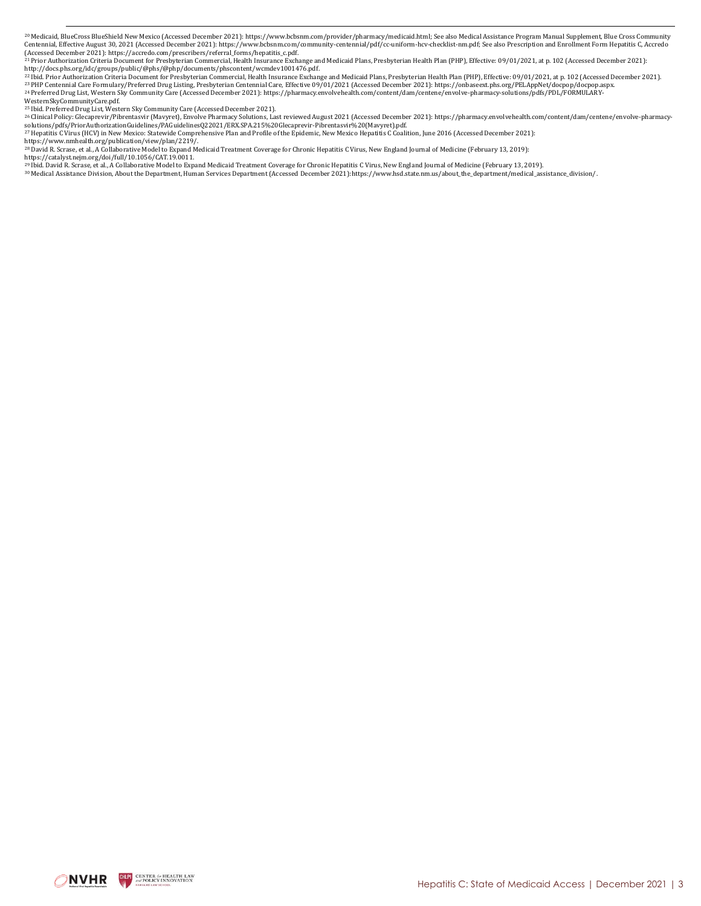[20] Medicaid, BlueCross BlueShield New Mexico (Accessed December 2021): https://www.bcbsnm.com/provider/pharmacy/medicaid.html; See also Medical Assistance Program Manual Supplement, Blue Cross Community Centennial, Effective August 30, 2021 (Accessed December 2021): https://www.bcbsnm.com/community-centennial/pdf/cc-uniform-hcv-checklist-nm.pdf; See also Prescription and Enrollment Form Hepatitis C, Accredo (Accessed December 2021): https://accredo.com/prescribers/referral_forms/hepatitis_c.pdf.

[21] Prior Authorization Criteria Document for Presbyterian Commercial, Health Insurance Exchange and Medicaid Plans, Presbyterian Health Plan (PHP), Effective: 09/01/2021, at p. 102 (Accessed December 2021): http://docs.phs.org/idc/groups/public/@phs/@php/documents/phscontent/wcmdev1001476.pdf.

[22] Ibid. Prior Authorization Criteria Document for Presbyterian Commercial, Health Insurance Exchange and Medicaid Plans, Presbyterian Health Plan (PHP), Effective: 09/01/2021, at p. 102 (Accessed December 2021).

[23] PHP Centennial Care Formulary/Preferred Drug Listing, Presbyterian Centennial Care, Effective 09/01/2021 (Accessed December 2021): https://onbaseext.phs.org/PELAppNet/docpop/docpop.aspx.

[24] Preferred Drug List, Western Sky Community Care (Accessed December 2021): https://pharmacy.envolvehealth.com/content/dam/centene/envolve-pharmacy-solutions/pdfs/PDL/FORMULARY-WesternSkyCommunityCare.pdf.

[25] Ibid. Preferred Drug List, Western Sky Community Care (Accessed December 2021).

[26] Clinical Policy: Glecaprevir/Pibrentasvir (Mavyret), Envolve Pharmacy Solutions, Last reviewed August 2021 (Accessed December 2021): https://pharmacy.envolvehealth.com/content/dam/centene/envolve-pharmacy-solutions/pdfs/PriorAuthorizationGuidelines/PAGuidelinesQ22021/ERX.SPA.215%20Glecaprevir-Pibrentasvir%20(Mavyret).pdf.

[27] Hepatitis C Virus (HCV) in New Mexico: Statewide Comprehensive Plan and Profile of the Epidemic, New Mexico Hepatitis C Coalition, June 2016 (Accessed December 2021): https://www.nmhealth.org/publication/view/plan/2219/.

[28] David R. Scrase, et al., A Collaborative Model to Expand Medicaid Treatment Coverage for Chronic Hepatitis C Virus, New England Journal of Medicine (February 13, 2019): https://catalyst.nejm.org/doi/full/10.1056/CAT.19.0011.

[29] Ibid. David R. Scrase, et al., A Collaborative Model to Expand Medicaid Treatment Coverage for Chronic Hepatitis C Virus, New England Journal of Medicine (February 13, 2019).

[30] Medical Assistance Division, About the Department, Human Services Department (Accessed December 2021): https://www.hsd.state.nm.us/about_the_department/medical_assistance_division/.